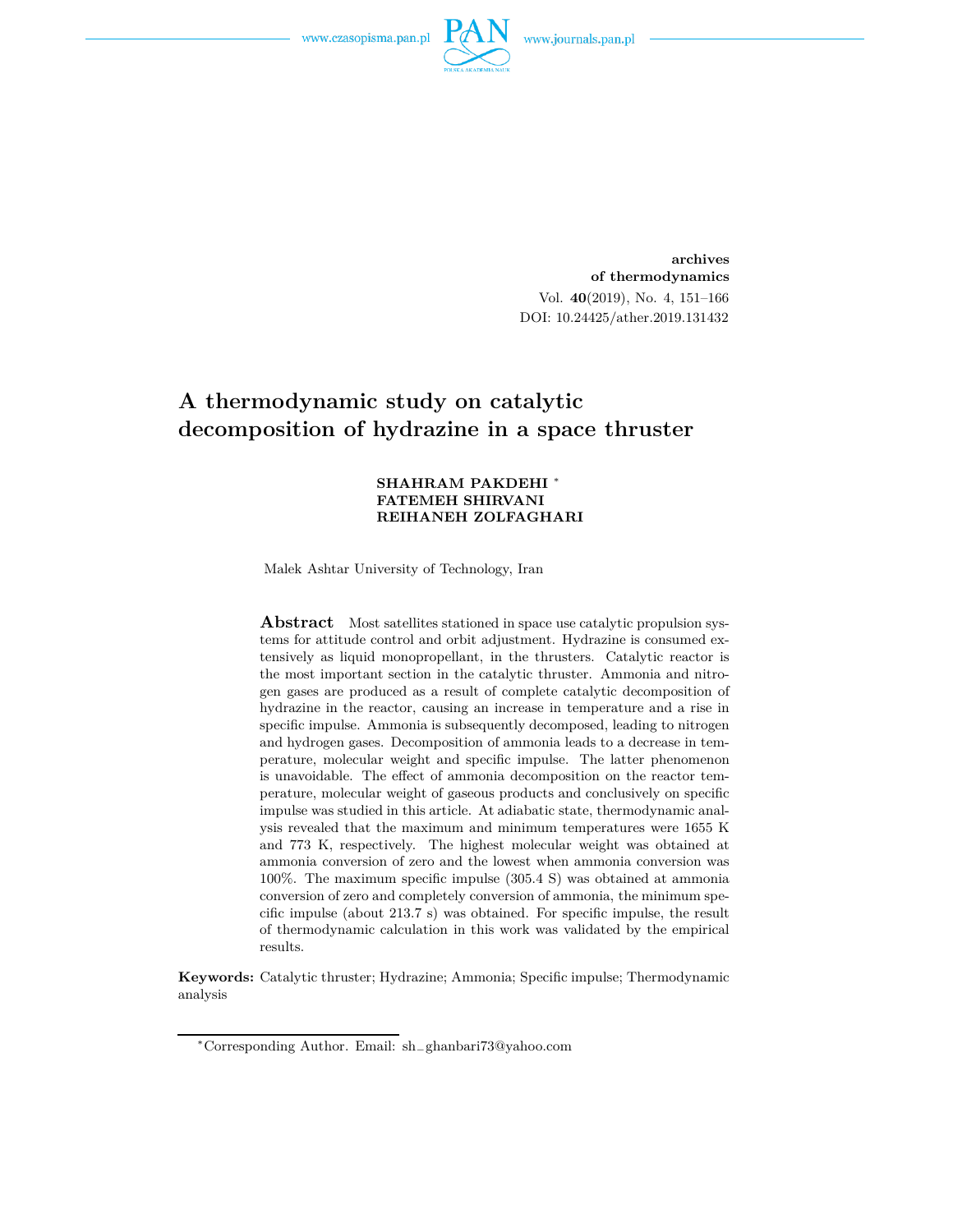archives
of thermodynamics

DOI: 10.24425/ather.2019.131432

# A thermodynamic study on catalytic decomposition of hydrazine in a space thruster

**SHAHRAM PAKDEHI** *
**FATEMEH SHIRVANI**
**REIHANEH ZOLFAGHARI**

Malek Ashtar University of Technology, Iran

**Abstract** Most satellites stationed in space use catalytic propulsion systems for attitude control and orbit adjustment. Hydrazine is consumed extensively as liquid monopropellant, in the thrusters. Catalytic reactor is the most important section in the catalytic thruster. Ammonia and nitrogen gases are produced as a result of complete catalytic decomposition of hydrazine in the reactor, causing an increase in temperature and a rise in specific impulse. Ammonia is subsequently decomposed, leading to nitrogen and hydrogen gases. Decomposition of ammonia leads to a decrease in temperature, molecular weight and specific impulse. The latter phenomenon is unavoidable. The effect of ammonia decomposition on the reactor temperature, molecular weight of gaseous products and conclusively on specific impulse was studied in this article. At adiabatic state, thermodynamic analysis revealed that the maximum and minimum temperatures were 1655 K and 773 K, respectively. The highest molecular weight was obtained at ammonia conversion of zero and the lowest when ammonia conversion was 100%. The maximum specific impulse (305.4 S) was obtained at ammonia conversion of zero and completely conversion of ammonia, the minimum specific impulse (about 213.7 s) was obtained. For specific impulse, the result of thermodynamic calculation in this work was validated by the empirical results.

**Keywords:** Catalytic thruster; Hydrazine; Ammonia; Specific impulse; Thermodynamic analysis

*Corresponding Author. Email: sh_ghanbari73@yahoo.com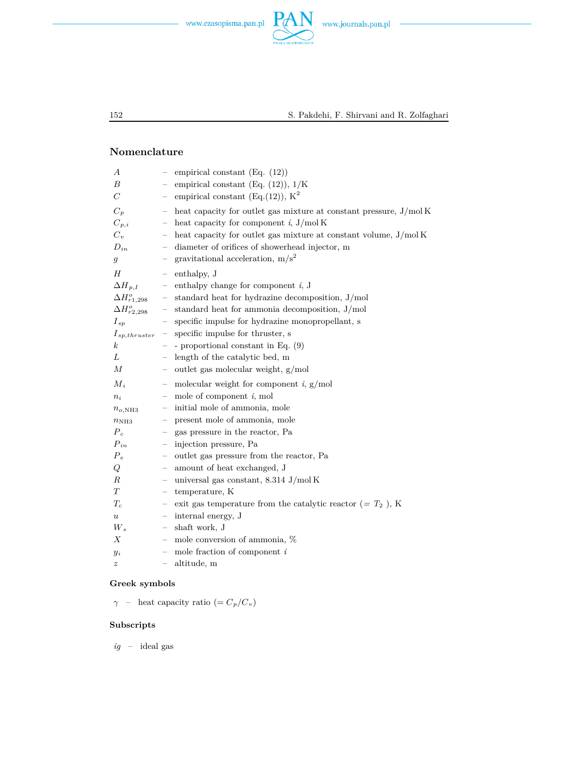## Nomenclature

| | | |
|---|---|---|
| $A$ | – | empirical constant (Eq. (12)) |
| $B$ | – | empirical constant (Eq. (12)), 1/K |
| $C$ | – | empirical constant (Eq.(12)), $K^2$ |
| $C_p$ | – | heat capacity for outlet gas mixture at constant pressure, J/mol K |
| $C_{p,i}$ | – | heat capacity for component $i$, J/mol K |
| $C_v$ | – | heat capacity for outlet gas mixture at constant volume, J/mol K |
| $D_{in}$ | – | diameter of orifices of showerhead injector, m |
| $g$ | – | gravitational acceleration, $m/s^2$ |
| $H$ | – | enthalpy, J |
| $\Delta H_{p,I}$ | – | enthalpy change for component $i$, J |
| $\Delta H^o_{r1,298}$ | – | standard heat for hydrazine decomposition, J/mol |
| $\Delta H^o_{r2,298}$ | – | standard heat for ammonia decomposition, J/mol |
| $I_{sp}$ | – | specific impulse for hydrazine monopropellant, s |
| $I_{sp,thruster}$ | – | specific impulse for thruster, s |
| $k$ | – | - proportional constant in Eq. (9) |
| $L$ | – | length of the catalytic bed, m |
| $M$ | – | outlet gas molecular weight, g/mol |
| $M_i$ | – | molecular weight for component $i$, g/mol |
| $n_i$ | – | mole of component $i$, mol |
| $n_{o,\mathrm{NH3}}$ | – | initial mole of ammonia, mole |
| $n_{\mathrm{NH3}}$ | – | present mole of ammonia, mole |
| $P_c$ | – | gas pressure in the reactor, Pa |
| $P_{in}$ | – | injection pressure, Pa |
| $P_e$ | – | outlet gas pressure from the reactor, Pa |
| $Q$ | – | amount of heat exchanged, J |
| $R$ | – | universal gas constant, 8.314 J/mol K |
| $T$ | – | temperature, K |
| $T_c$ | – | exit gas temperature from the catalytic reactor (= $T_2$ ), K |
| $u$ | – | internal energy, J |
| $W_s$ | – | shaft work, J |
| $X$ | – | mole conversion of ammonia, % |
| $y_i$ | – | mole fraction of component $i$ |
| $z$ | – | altitude, m |

### Greek symbols

$\gamma$ – heat capacity ratio (= $C_p/C_v$)

### Subscripts

$ig$ – ideal gas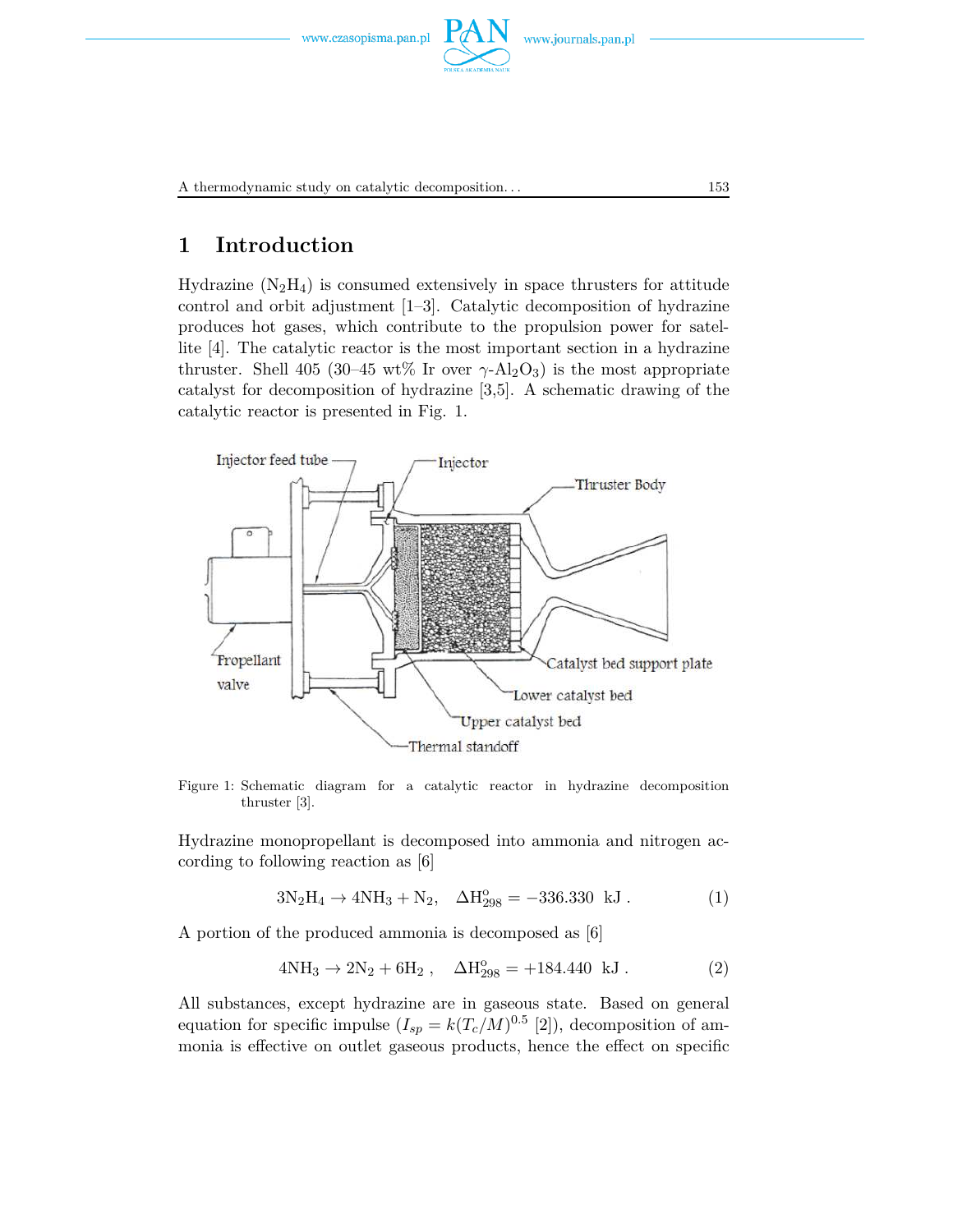## 1 Introduction

Hydrazine ($N_2H_4$) is consumed extensively in space thrusters for attitude control and orbit adjustment [1–3]. Catalytic decomposition of hydrazine produces hot gases, which contribute to the propulsion power for satellite [4]. The catalytic reactor is the most important section in a hydrazine thruster. Shell 405 (30–45 wt% Ir over $\gamma$-$Al_2O_3$) is the most appropriate catalyst for decomposition of hydrazine [3,5]. A schematic drawing of the catalytic reactor is presented in Fig. 1.

Figure 1: Schematic diagram for a catalytic reactor in hydrazine decomposition thruster [3].

Hydrazine monopropellant is decomposed into ammonia and nitrogen according to following reaction as [6]

$$3N_2H_4 \rightarrow 4NH_3 + N_2, \quad \Delta H^{o}_{298} = -336.330 \text{ kJ} . \tag{1}$$

A portion of the produced ammonia is decomposed as [6]

$$4NH_3 \rightarrow 2N_2 + 6H_2 , \quad \Delta H^{o}_{298} = +184.440 \text{ kJ} . \tag{2}$$

All substances, except hydrazine are in gaseous state. Based on general equation for specific impulse ($I_{sp} = k(T_c/M)^{0.5}$ [2]), decomposition of ammonia is effective on outlet gaseous products, hence the effect on specific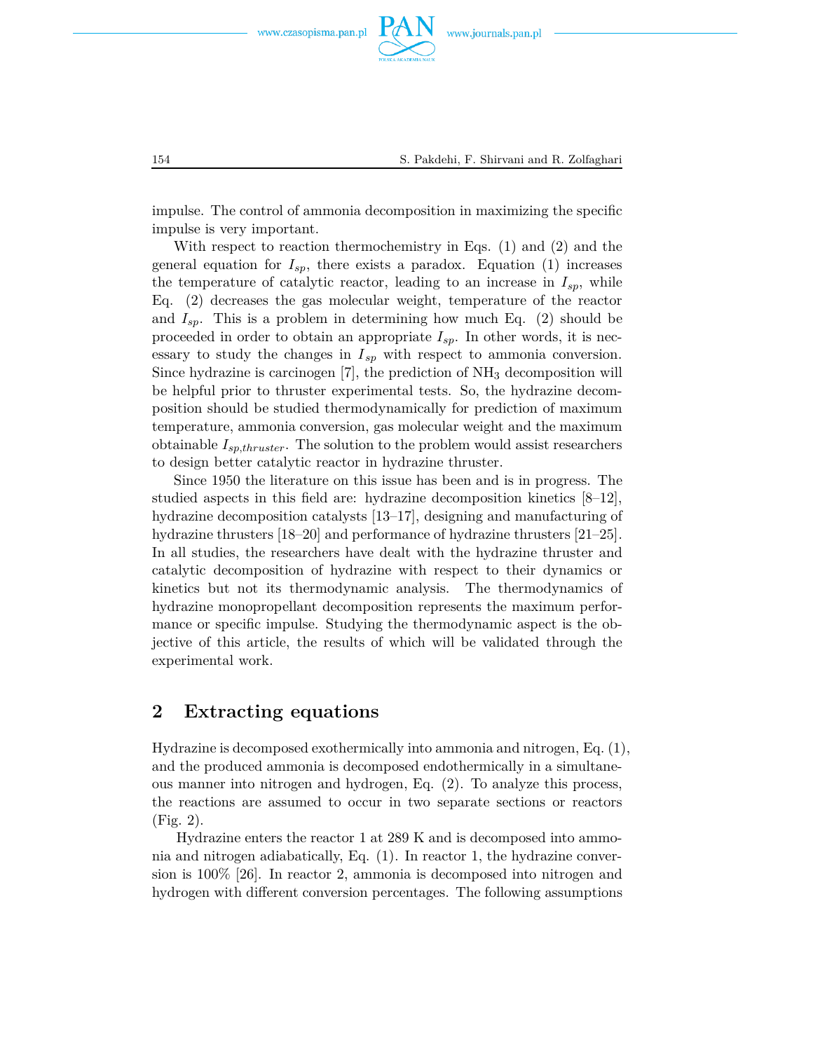impulse. The control of ammonia decomposition in maximizing the specific impulse is very important.

With respect to reaction thermochemistry in Eqs. (1) and (2) and the general equation for $I_{sp}$, there exists a paradox. Equation (1) increases the temperature of catalytic reactor, leading to an increase in $I_{sp}$, while Eq. (2) decreases the gas molecular weight, temperature of the reactor and $I_{sp}$. This is a problem in determining how much Eq. (2) should be proceeded in order to obtain an appropriate $I_{sp}$. In other words, it is necessary to study the changes in $I_{sp}$ with respect to ammonia conversion. Since hydrazine is carcinogen [7], the prediction of $NH_3$ decomposition will be helpful prior to thruster experimental tests. So, the hydrazine decomposition should be studied thermodynamically for prediction of maximum temperature, ammonia conversion, gas molecular weight and the maximum obtainable $I_{sp,thruster}$. The solution to the problem would assist researchers to design better catalytic reactor in hydrazine thruster.

Since 1950 the literature on this issue has been and is in progress. The studied aspects in this field are: hydrazine decomposition kinetics [8–12], hydrazine decomposition catalysts [13–17], designing and manufacturing of hydrazine thrusters [18–20] and performance of hydrazine thrusters [21–25]. In all studies, the researchers have dealt with the hydrazine thruster and catalytic decomposition of hydrazine with respect to their dynamics or kinetics but not its thermodynamic analysis. The thermodynamics of hydrazine monopropellant decomposition represents the maximum performance or specific impulse. Studying the thermodynamic aspect is the objective of this article, the results of which will be validated through the experimental work.

## 2 Extracting equations

Hydrazine is decomposed exothermically into ammonia and nitrogen, Eq. (1), and the produced ammonia is decomposed endothermically in a simultaneous manner into nitrogen and hydrogen, Eq. (2). To analyze this process, the reactions are assumed to occur in two separate sections or reactors (Fig. 2).

Hydrazine enters the reactor 1 at 289 K and is decomposed into ammonia and nitrogen adiabatically, Eq. (1). In reactor 1, the hydrazine conversion is 100% [26]. In reactor 2, ammonia is decomposed into nitrogen and hydrogen with different conversion percentages. The following assumptions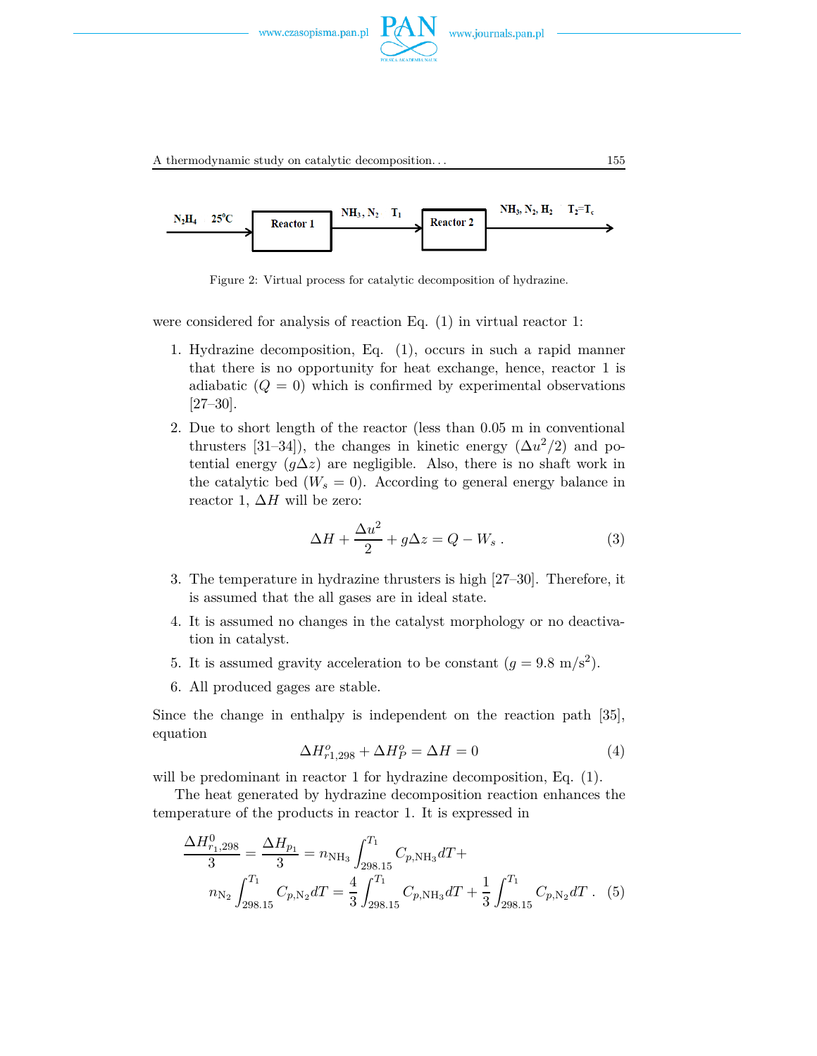$N_2H_4$ 25°C → Reactor 1 → $NH_3$, $N_2$ $T_1$ → Reactor 2 → $NH_3$, $N_2$, $H_2$ $T_2 = T_c$

Figure 2: Virtual process for catalytic decomposition of hydrazine.

were considered for analysis of reaction Eq. (1) in virtual reactor 1:

1. Hydrazine decomposition, Eq. (1), occurs in such a rapid manner that there is no opportunity for heat exchange, hence, reactor 1 is adiabatic ($Q = 0$) which is confirmed by experimental observations [27–30].
2. Due to short length of the reactor (less than 0.05 m in conventional thrusters [31–34]), the changes in kinetic energy ($\Delta u^2/2$) and potential energy ($g\Delta z$) are negligible. Also, there is no shaft work in the catalytic bed ($W_s = 0$). According to general energy balance in reactor 1, $\Delta H$ will be zero:

$$\Delta H + \frac{\Delta u^2}{2} + g\Delta z = Q - W_s \,. \tag{3}$$

3. The temperature in hydrazine thrusters is high [27–30]. Therefore, it is assumed that the all gases are in ideal state.
4. It is assumed no changes in the catalyst morphology or no deactivation in catalyst.
5. It is assumed gravity acceleration to be constant ($g = 9.8$ m/s$^2$).
6. All produced gages are stable.

Since the change in enthalpy is independent on the reaction path [35], equation

$$\Delta H^o_{r1,298} + \Delta H^o_P = \Delta H = 0 \tag{4}$$

will be predominant in reactor 1 for hydrazine decomposition, Eq. (1).

The heat generated by hydrazine decomposition reaction enhances the temperature of the products in reactor 1. It is expressed in

$$\frac{\Delta H^0_{r_1,298}}{3} = \frac{\Delta H_{p_1}}{3} = n_{\mathrm{NH_3}} \int_{298.15}^{T_1} C_{p,\mathrm{NH_3}} dT + n_{\mathrm{N_2}} \int_{298.15}^{T_1} C_{p,\mathrm{N_2}} dT = \frac{4}{3} \int_{298.15}^{T_1} C_{p,\mathrm{NH_3}} dT + \frac{1}{3} \int_{298.15}^{T_1} C_{p,\mathrm{N_2}} dT \,. \tag{5}$$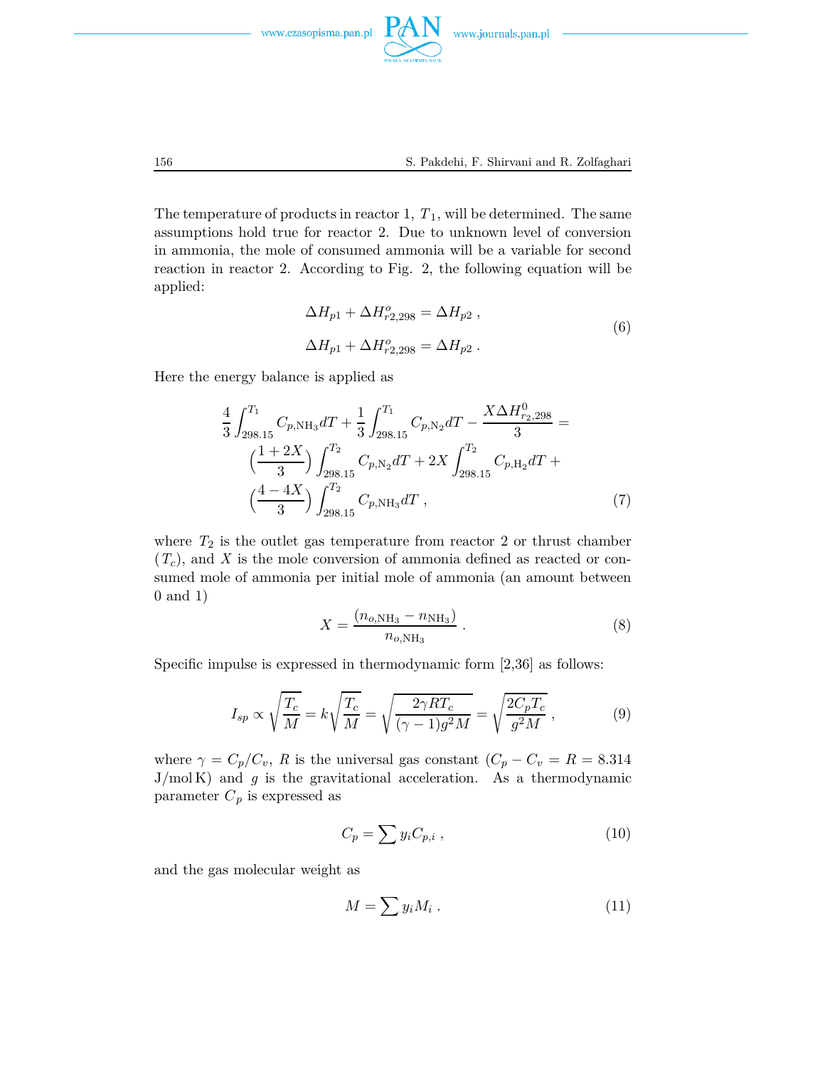The temperature of products in reactor 1, $T_1$, will be determined. The same assumptions hold true for reactor 2. Due to unknown level of conversion in ammonia, the mole of consumed ammonia will be a variable for second reaction in reactor 2. According to Fig. 2, the following equation will be applied:

$$
\begin{aligned}
\Delta H_{p1} + \Delta H^{o}_{r2,298} &= \Delta H_{p2} \, , \\
\Delta H_{p1} + \Delta H^{o}_{r2,298} &= \Delta H_{p2} \, .
\end{aligned}
\tag{6}
$$

Here the energy balance is applied as

$$
\begin{aligned}
\frac{4}{3}\int_{298.15}^{T_1} C_{p,\mathrm{NH_3}} dT + \frac{1}{3}\int_{298.15}^{T_1} C_{p,\mathrm{N_2}} dT - \frac{X\Delta H^{0}_{r_2,298}}{3} = \\
\left(\frac{1+2X}{3}\right)\int_{298.15}^{T_2} C_{p,\mathrm{N_2}} dT + 2X\int_{298.15}^{T_2} C_{p,\mathrm{H_2}} dT + \\
\left(\frac{4-4X}{3}\right)\int_{298.15}^{T_2} C_{p,\mathrm{NH_3}} dT \, ,
\end{aligned}
\tag{7}
$$

where $T_2$ is the outlet gas temperature from reactor 2 or thrust chamber ($T_c$), and $X$ is the mole conversion of ammonia defined as reacted or consumed mole of ammonia per initial mole of ammonia (an amount between 0 and 1)

$$
X = \frac{(n_{o,\mathrm{NH_3}} - n_{\mathrm{NH_3}})}{n_{o,\mathrm{NH_3}}} \, . \tag{8}
$$

Specific impulse is expressed in thermodynamic form [2,36] as follows:

$$
I_{sp} \propto \sqrt{\frac{T_c}{M}} = k\sqrt{\frac{T_c}{M}} = \sqrt{\frac{2\gamma R T_c}{(\gamma-1)g^2 M}} = \sqrt{\frac{2C_p T_c}{g^2 M}} \, , \tag{9}
$$

where $\gamma = C_p/C_v$, $R$ is the universal gas constant ($C_p - C_v = R = 8.314$ J/mol K) and $g$ is the gravitational acceleration. As a thermodynamic parameter $C_p$ is expressed as

$$
C_p = \sum y_i C_{p,i} \, , \tag{10}
$$

and the gas molecular weight as

$$
M = \sum y_i M_i \, . \tag{11}
$$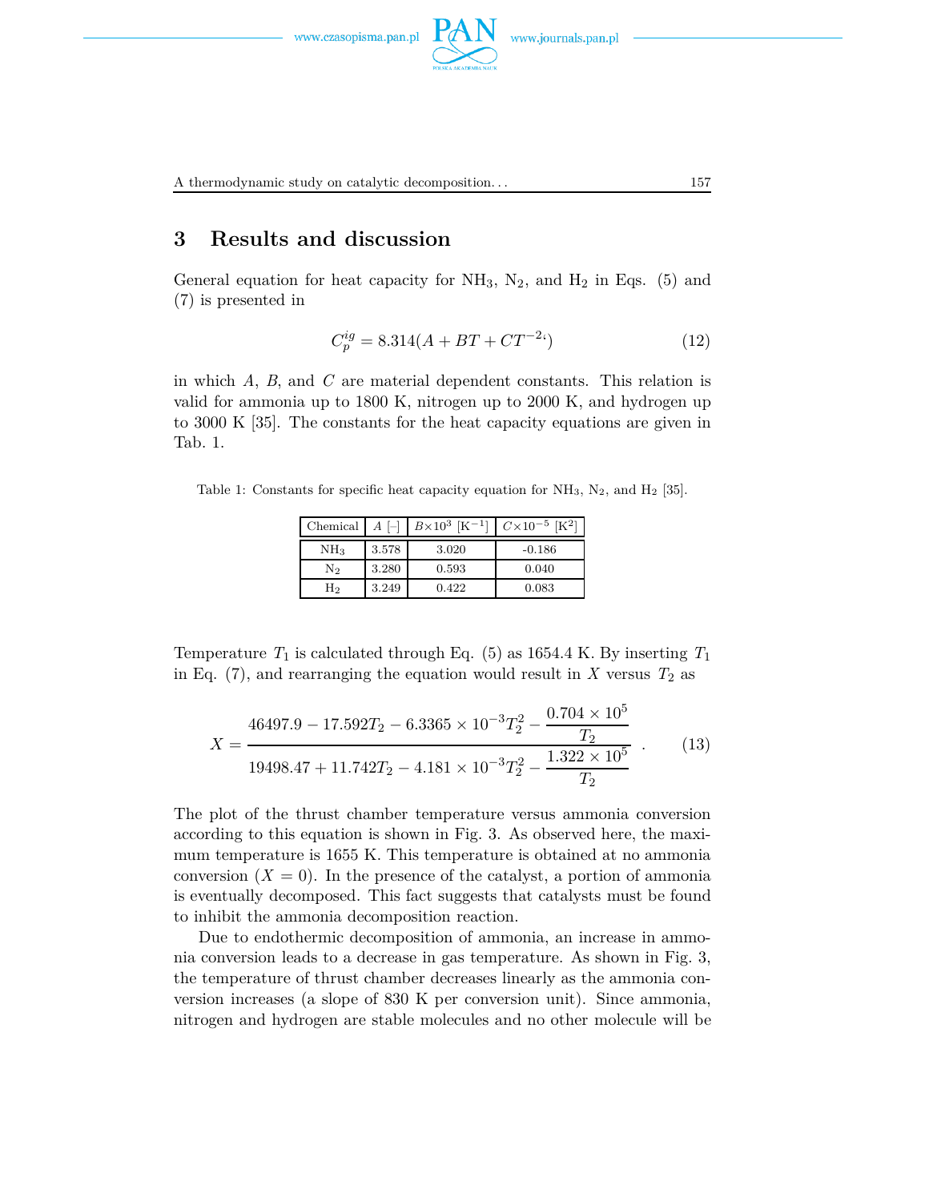## 3 Results and discussion

General equation for heat capacity for $NH_3$, $N_2$, and $H_2$ in Eqs. (5) and (7) is presented in

$$C_p^{ig} = 8.314(A + BT + CT^{-2}) \tag{12}$$

in which $A$, $B$, and $C$ are material dependent constants. This relation is valid for ammonia up to 1800 K, nitrogen up to 2000 K, and hydrogen up to 3000 K [35]. The constants for the heat capacity equations are given in Tab. 1.

Table 1: Constants for specific heat capacity equation for $NH_3$, $N_2$, and $H_2$ [35].

| Chemical | $A$ [–] | $B \times 10^3$ [K$^{-1}$] | $C \times 10^{-5}$ [K$^2$] |
|---|---|---|---|
| $NH_3$ | 3.578 | 3.020 | -0.186 |
| $N_2$ | 3.280 | 0.593 | 0.040 |
| $H_2$ | 3.249 | 0.422 | 0.083 |

Temperature $T_1$ is calculated through Eq. (5) as 1654.4 K. By inserting $T_1$ in Eq. (7), and rearranging the equation would result in $X$ versus $T_2$ as

$$X = \frac{46497.9 - 17.592T_2 - 6.3365 \times 10^{-3}T_2^2 - \dfrac{0.704 \times 10^5}{T_2}}{19498.47 + 11.742T_2 - 4.181 \times 10^{-3}T_2^2 - \dfrac{1.322 \times 10^5}{T_2}} \ . \tag{13}$$

The plot of the thrust chamber temperature versus ammonia conversion according to this equation is shown in Fig. 3. As observed here, the maximum temperature is 1655 K. This temperature is obtained at no ammonia conversion ($X = 0$). In the presence of the catalyst, a portion of ammonia is eventually decomposed. This fact suggests that catalysts must be found to inhibit the ammonia decomposition reaction.

Due to endothermic decomposition of ammonia, an increase in ammonia conversion leads to a decrease in gas temperature. As shown in Fig. 3, the temperature of thrust chamber decreases linearly as the ammonia conversion increases (a slope of 830 K per conversion unit). Since ammonia, nitrogen and hydrogen are stable molecules and no other molecule will be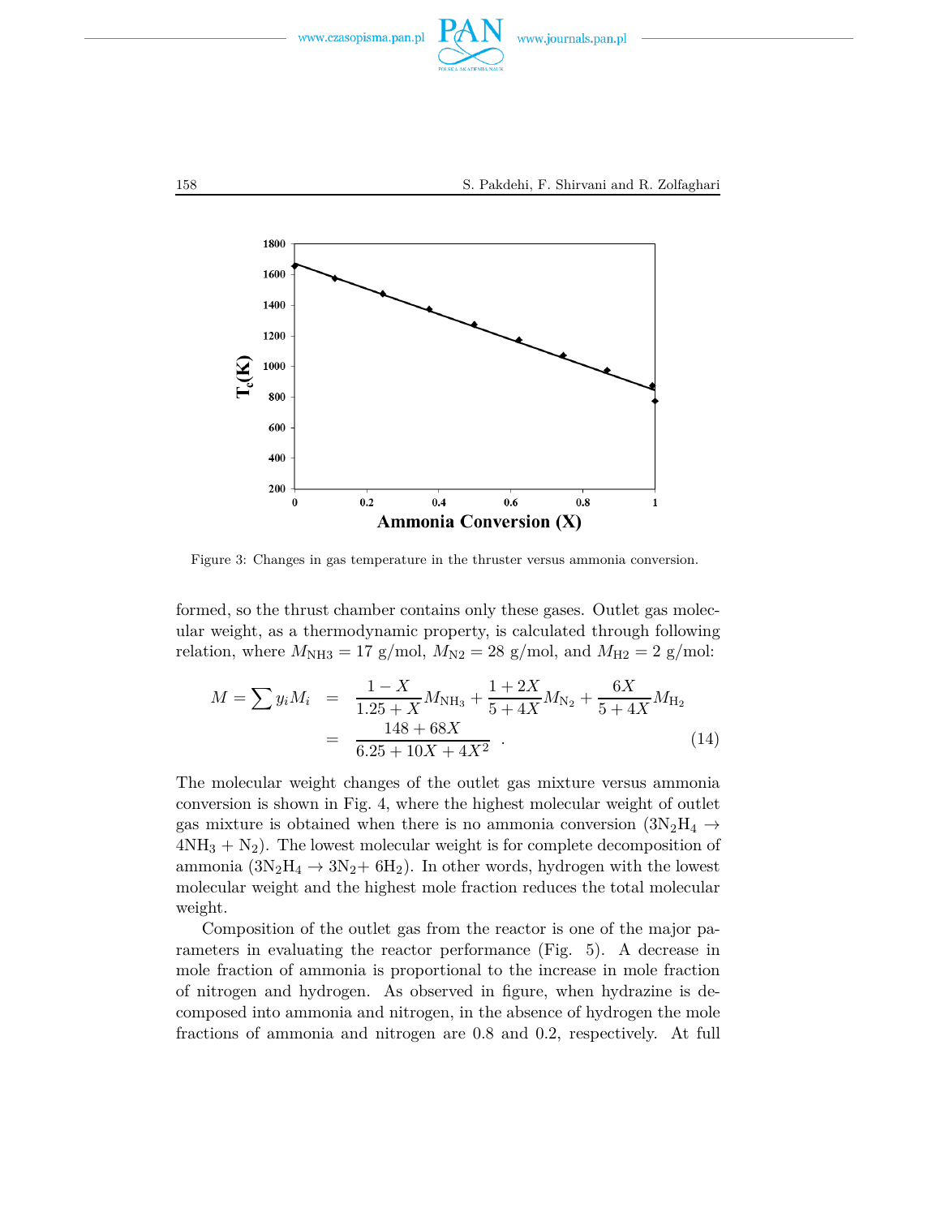Figure 3: Changes in gas temperature in the thruster versus ammonia conversion.

formed, so the thrust chamber contains only these gases. Outlet gas molecular weight, as a thermodynamic property, is calculated through following relation, where $M_{\mathrm{NH3}} = 17$ g/mol, $M_{\mathrm{N2}} = 28$ g/mol, and $M_{\mathrm{H2}} = 2$ g/mol:

$$
\begin{aligned}
M = \sum y_i M_i &= \frac{1-X}{1.25+X} M_{\mathrm{NH_3}} + \frac{1+2X}{5+4X} M_{\mathrm{N_2}} + \frac{6X}{5+4X} M_{\mathrm{H_2}} \\
&= \frac{148+68X}{6.25+10X+4X^2} \ . \qquad (14)
\end{aligned}
$$

The molecular weight changes of the outlet gas mixture versus ammonia conversion is shown in Fig. 4, where the highest molecular weight of outlet gas mixture is obtained when there is no ammonia conversion ($3N_2H_4 \rightarrow 4NH_3 + N_2$). The lowest molecular weight is for complete decomposition of ammonia ($3N_2H_4 \rightarrow 3N_2 + 6H_2$). In other words, hydrogen with the lowest molecular weight and the highest mole fraction reduces the total molecular weight.

Composition of the outlet gas from the reactor is one of the major parameters in evaluating the reactor performance (Fig. 5). A decrease in mole fraction of ammonia is proportional to the increase in mole fraction of nitrogen and hydrogen. As observed in figure, when hydrazine is decomposed into ammonia and nitrogen, in the absence of hydrogen the mole fractions of ammonia and nitrogen are 0.8 and 0.2, respectively. At full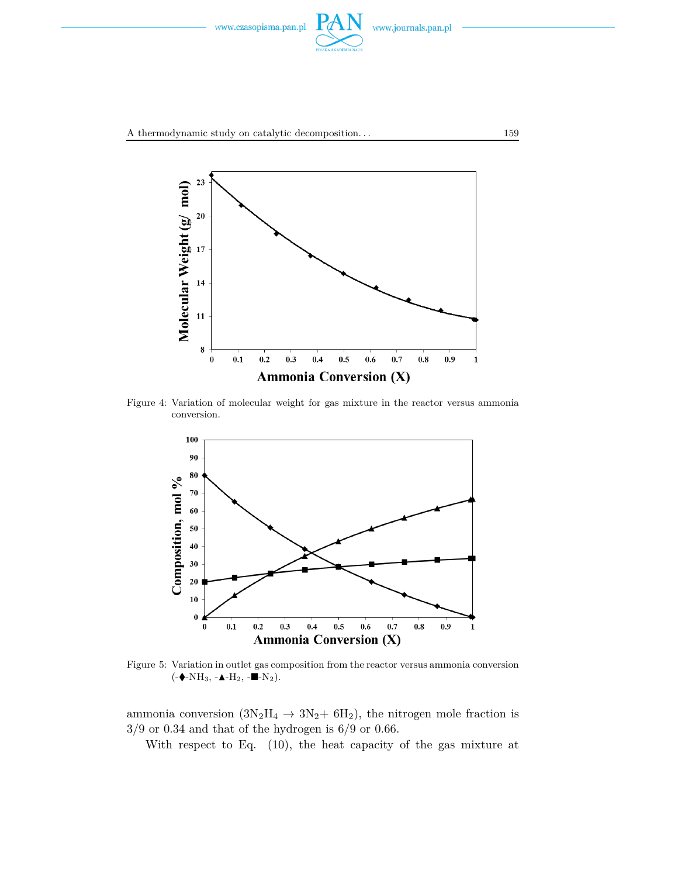Figure 4: Variation of molecular weight for gas mixture in the reactor versus ammonia conversion.

Figure 5: Variation in outlet gas composition from the reactor versus ammonia conversion (-♦-$NH_3$, -▲-$H_2$, -■-$N_2$).

ammonia conversion ($3N_2H_4 \rightarrow 3N_2 + 6H_2$), the nitrogen mole fraction is 3/9 or 0.34 and that of the hydrogen is 6/9 or 0.66.

With respect to Eq. (10), the heat capacity of the gas mixture at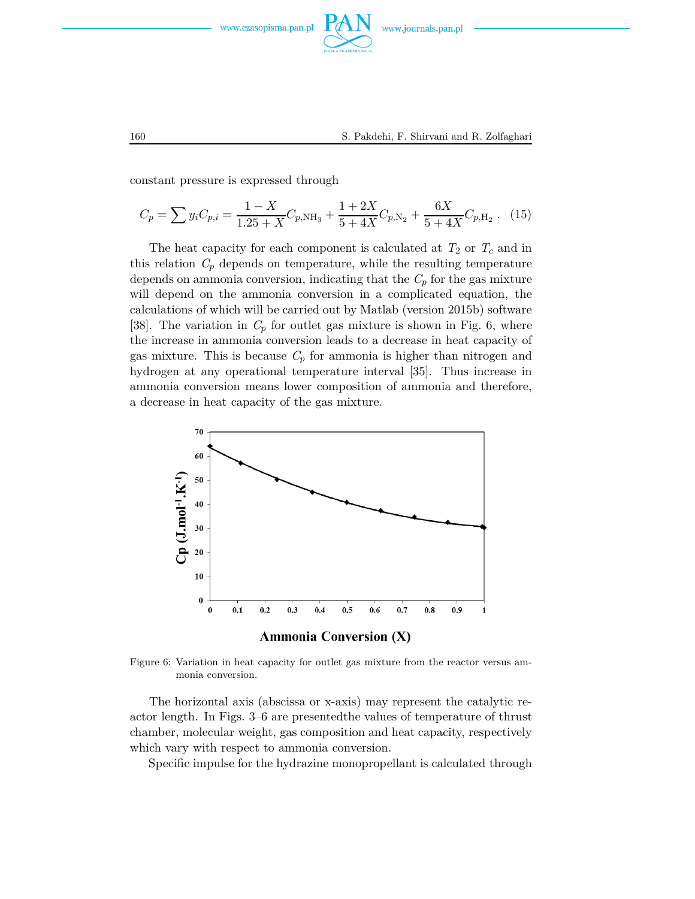constant pressure is expressed through

$$C_p = \sum y_i C_{p,i} = \frac{1-X}{1.25+X} C_{p,\mathrm{NH_3}} + \frac{1+2X}{5+4X} C_{p,\mathrm{N_2}} + \frac{6X}{5+4X} C_{p,\mathrm{H_2}} \,. \quad (15)$$

The heat capacity for each component is calculated at $T_2$ or $T_c$ and in this relation $C_p$ depends on temperature, while the resulting temperature depends on ammonia conversion, indicating that the $C_p$ for the gas mixture will depend on the ammonia conversion in a complicated equation, the calculations of which will be carried out by Matlab (version 2015b) software [38]. The variation in $C_p$ for outlet gas mixture is shown in Fig. 6, where the increase in ammonia conversion leads to a decrease in heat capacity of gas mixture. This is because $C_p$ for ammonia is higher than nitrogen and hydrogen at any operational temperature interval [35]. Thus increase in ammonia conversion means lower composition of ammonia and therefore, a decrease in heat capacity of the gas mixture.

Figure 6: Variation in heat capacity for outlet gas mixture from the reactor versus ammonia conversion.

The horizontal axis (abscissa or x-axis) may represent the catalytic reactor length. In Figs. 3–6 are presentedthe values of temperature of thrust chamber, molecular weight, gas composition and heat capacity, respectively which vary with respect to ammonia conversion.

Specific impulse for the hydrazine monopropellant is calculated through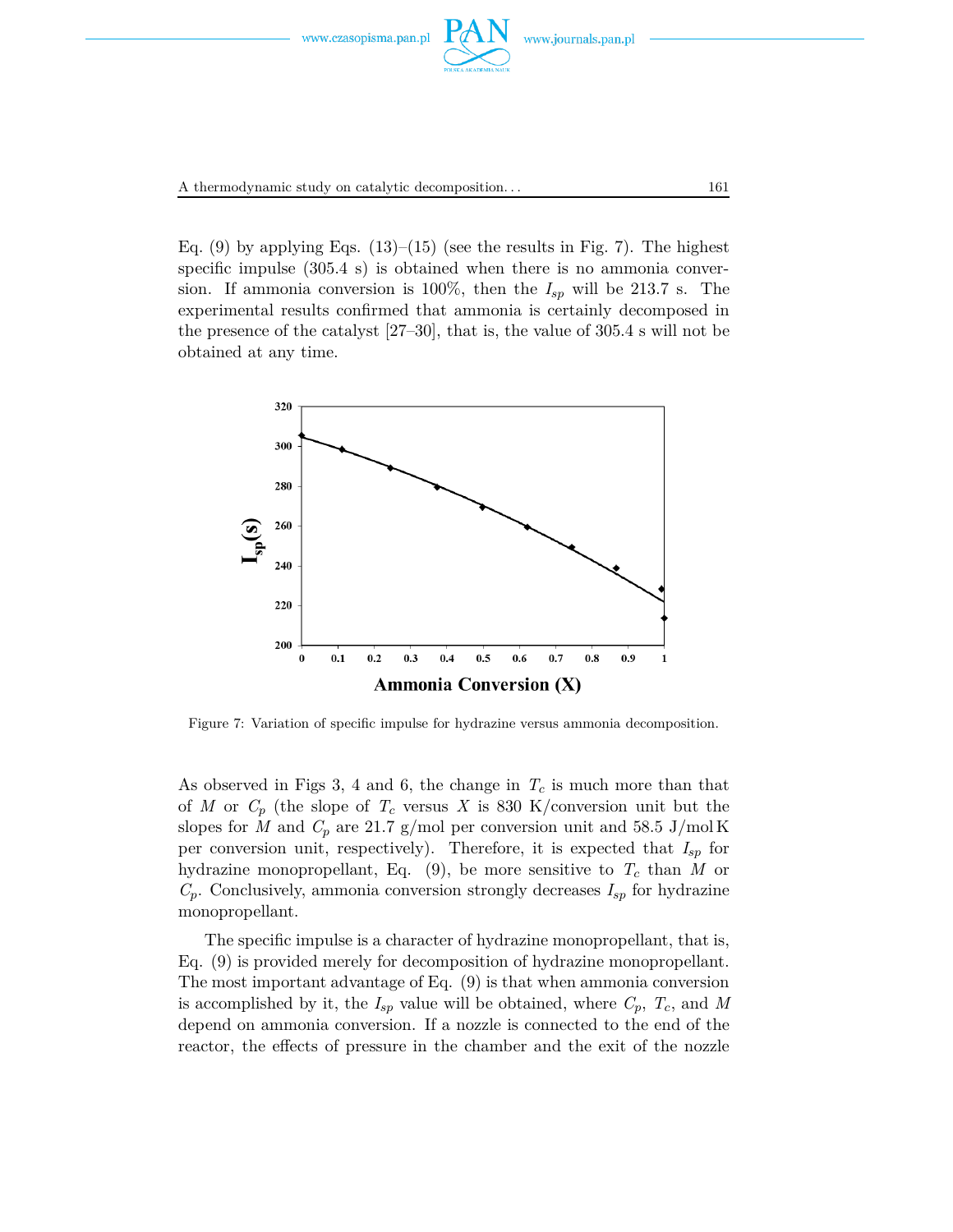Eq. (9) by applying Eqs. (13)–(15) (see the results in Fig. 7). The highest specific impulse (305.4 s) is obtained when there is no ammonia conversion. If ammonia conversion is 100%, then the $I_{sp}$ will be 213.7 s. The experimental results confirmed that ammonia is certainly decomposed in the presence of the catalyst [27–30], that is, the value of 305.4 s will not be obtained at any time.

Figure 7: Variation of specific impulse for hydrazine versus ammonia decomposition.

As observed in Figs 3, 4 and 6, the change in $T_c$ is much more than that of $M$ or $C_p$ (the slope of $T_c$ versus $X$ is 830 K/conversion unit but the slopes for $M$ and $C_p$ are 21.7 g/mol per conversion unit and 58.5 J/mol K per conversion unit, respectively). Therefore, it is expected that $I_{sp}$ for hydrazine monopropellant, Eq. (9), be more sensitive to $T_c$ than $M$ or $C_p$. Conclusively, ammonia conversion strongly decreases $I_{sp}$ for hydrazine monopropellant.

The specific impulse is a character of hydrazine monopropellant, that is, Eq. (9) is provided merely for decomposition of hydrazine monopropellant. The most important advantage of Eq. (9) is that when ammonia conversion is accomplished by it, the $I_{sp}$ value will be obtained, where $C_p$, $T_c$, and $M$ depend on ammonia conversion. If a nozzle is connected to the end of the reactor, the effects of pressure in the chamber and the exit of the nozzle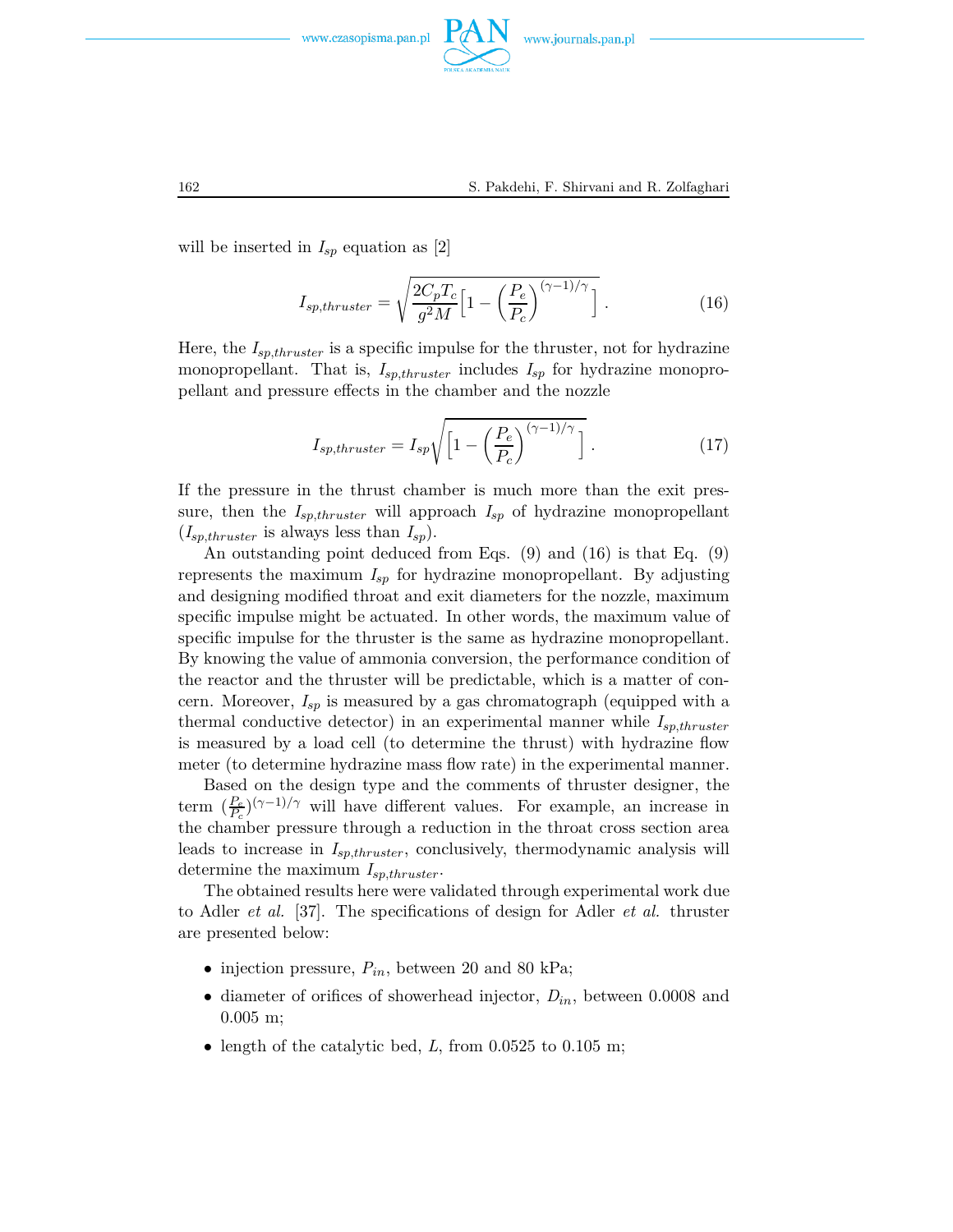will be inserted in $I_{sp}$ equation as [2]

$$I_{sp,thruster} = \sqrt{\frac{2C_pT_c}{g^2M}\Big[1-\Big(\frac{P_e}{P_c}\Big)^{(\gamma-1)/\gamma}\Big]}\,. \tag{16}$$

Here, the $I_{sp,thruster}$ is a specific impulse for the thruster, not for hydrazine monopropellant. That is, $I_{sp,thruster}$ includes $I_{sp}$ for hydrazine monopropellant and pressure effects in the chamber and the nozzle

$$I_{sp,thruster} = I_{sp}\sqrt{\Big[1-\Big(\frac{P_e}{P_c}\Big)^{(\gamma-1)/\gamma}\Big]}\,. \tag{17}$$

If the pressure in the thrust chamber is much more than the exit pressure, then the $I_{sp,thruster}$ will approach $I_{sp}$ of hydrazine monopropellant ($I_{sp,thruster}$ is always less than $I_{sp}$).

An outstanding point deduced from Eqs. (9) and (16) is that Eq. (9) represents the maximum $I_{sp}$ for hydrazine monopropellant. By adjusting and designing modified throat and exit diameters for the nozzle, maximum specific impulse might be actuated. In other words, the maximum value of specific impulse for the thruster is the same as hydrazine monopropellant. By knowing the value of ammonia conversion, the performance condition of the reactor and the thruster will be predictable, which is a matter of concern. Moreover, $I_{sp}$ is measured by a gas chromatograph (equipped with a thermal conductive detector) in an experimental manner while $I_{sp,thruster}$ is measured by a load cell (to determine the thrust) with hydrazine flow meter (to determine hydrazine mass flow rate) in the experimental manner.

Based on the design type and the comments of thruster designer, the term $(\frac{P_e}{P_c})^{(\gamma-1)/\gamma}$ will have different values. For example, an increase in the chamber pressure through a reduction in the throat cross section area leads to increase in $I_{sp,thruster}$, conclusively, thermodynamic analysis will determine the maximum $I_{sp,thruster}$.

The obtained results here were validated through experimental work due to Adler *et al.* [37]. The specifications of design for Adler *et al.* thruster are presented below:

- injection pressure, $P_{in}$, between 20 and 80 kPa;
- diameter of orifices of showerhead injector, $D_{in}$, between 0.0008 and 0.005 m;
- length of the catalytic bed, $L$, from 0.0525 to 0.105 m;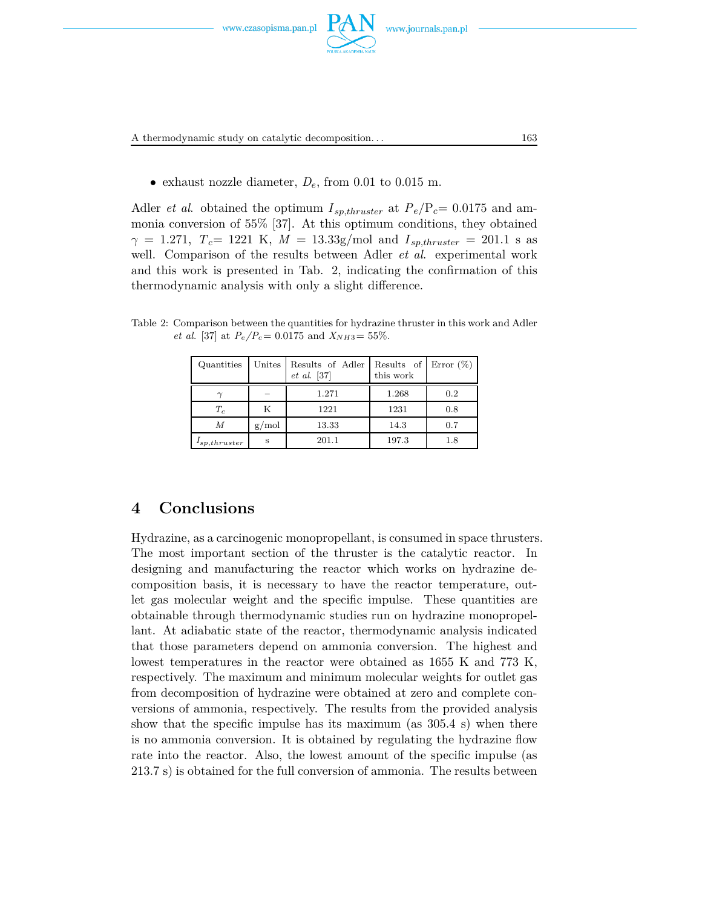- exhaust nozzle diameter, $D_e$, from 0.01 to 0.015 m.

Adler *et al.* obtained the optimum $I_{sp,thruster}$ at $P_e/P_c$= 0.0175 and ammonia conversion of 55% [37]. At this optimum conditions, they obtained $\gamma$ = 1.271, $T_c$= 1221 K, $M$ = 13.33g/mol and $I_{sp,thruster}$ = 201.1 s as well. Comparison of the results between Adler *et al.* experimental work and this work is presented in Tab. 2, indicating the confirmation of this thermodynamic analysis with only a slight difference.

Table 2: Comparison between the quantities for hydrazine thruster in this work and Adler *et al.* [37] at $P_e/P_c$= 0.0175 and $X_{NH3}$= 55%.

| Quantities | Unites | Results of Adler *et al.* [37] | Results of this work | Error (%) |
|---|---|---|---|---|
| $\gamma$ | – | 1.271 | 1.268 | 0.2 |
| $T_c$ | K | 1221 | 1231 | 0.8 |
| $M$ | g/mol | 13.33 | 14.3 | 0.7 |
| $I_{sp,thruster}$ | s | 201.1 | 197.3 | 1.8 |

# 4 Conclusions

Hydrazine, as a carcinogenic monopropellant, is consumed in space thrusters. The most important section of the thruster is the catalytic reactor. In designing and manufacturing the reactor which works on hydrazine decomposition basis, it is necessary to have the reactor temperature, outlet gas molecular weight and the specific impulse. These quantities are obtainable through thermodynamic studies run on hydrazine monopropellant. At adiabatic state of the reactor, thermodynamic analysis indicated that those parameters depend on ammonia conversion. The highest and lowest temperatures in the reactor were obtained as 1655 K and 773 K, respectively. The maximum and minimum molecular weights for outlet gas from decomposition of hydrazine were obtained at zero and complete conversions of ammonia, respectively. The results from the provided analysis show that the specific impulse has its maximum (as 305.4 s) when there is no ammonia conversion. It is obtained by regulating the hydrazine flow rate into the reactor. Also, the lowest amount of the specific impulse (as 213.7 s) is obtained for the full conversion of ammonia. The results between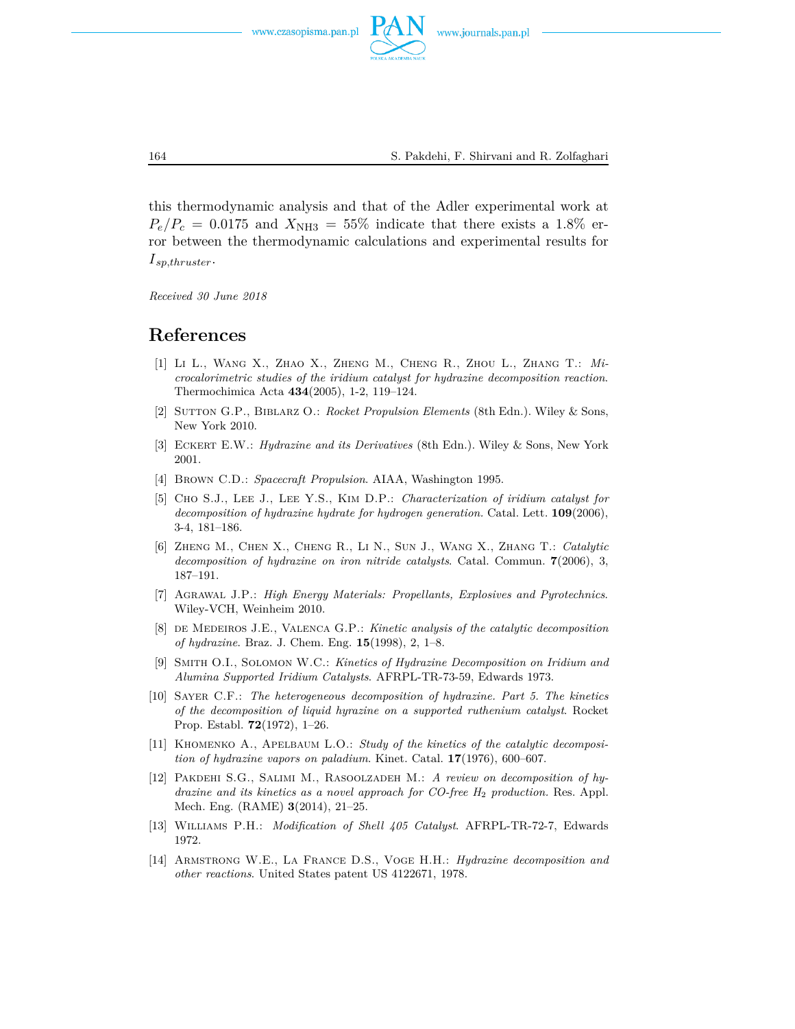this thermodynamic analysis and that of the Adler experimental work at $P_e/P_c = 0.0175$ and $X_{\mathrm{NH3}} = 55\%$ indicate that there exists a 1.8% error between the thermodynamic calculations and experimental results for $I_{sp,thruster}$.

*Received 30 June 2018*

## References

[1] Li L., Wang X., Zhao X., Zheng M., Cheng R., Zhou L., Zhang T.: *Microcalorimetric studies of the iridium catalyst for hydrazine decomposition reaction*. Thermochimica Acta **434**(2005), 1-2, 119–124.

[2] Sutton G.P., Biblarz O.: *Rocket Propulsion Elements* (8th Edn.). Wiley & Sons, New York 2010.

[3] Eckert E.W.: *Hydrazine and its Derivatives* (8th Edn.). Wiley & Sons, New York 2001.

[4] Brown C.D.: *Spacecraft Propulsion*. AIAA, Washington 1995.

[5] Cho S.J., Lee J., Lee Y.S., Kim D.P.: *Characterization of iridium catalyst for decomposition of hydrazine hydrate for hydrogen generation.* Catal. Lett. **109**(2006), 3-4, 181–186.

[6] Zheng M., Chen X., Cheng R., Li N., Sun J., Wang X., Zhang T.: *Catalytic decomposition of hydrazine on iron nitride catalysts*. Catal. Commun. **7**(2006), 3, 187–191.

[7] Agrawal J.P.: *High Energy Materials: Propellants, Explosives and Pyrotechnics*. Wiley-VCH, Weinheim 2010.

[8] de Medeiros J.E., Valenca G.P.: *Kinetic analysis of the catalytic decomposition of hydrazine*. Braz. J. Chem. Eng. **15**(1998), 2, 1–8.

[9] Smith O.I., Solomon W.C.: *Kinetics of Hydrazine Decomposition on Iridium and Alumina Supported Iridium Catalysts*. AFRPL-TR-73-59, Edwards 1973.

[10] Sayer C.F.: *The heterogeneous decomposition of hydrazine. Part 5. The kinetics of the decomposition of liquid hyrazine on a supported ruthenium catalyst*. Rocket Prop. Establ. **72**(1972), 1–26.

[11] Khomenko A., Apelbaum L.O.: *Study of the kinetics of the catalytic decomposition of hydrazine vapors on paladium*. Kinet. Catal. **17**(1976), 600–607.

[12] Pakdehi S.G., Salimi M., Rasoolzadeh M.: *A review on decomposition of hydrazine and its kinetics as a novel approach for CO-free $H_2$ production.* Res. Appl. Mech. Eng. (RAME) **3**(2014), 21–25.

[13] Williams P.H.: *Modification of Shell 405 Catalyst*. AFRPL-TR-72-7, Edwards 1972.

[14] Armstrong W.E., La France D.S., Voge H.H.: *Hydrazine decomposition and other reactions*. United States patent US 4122671, 1978.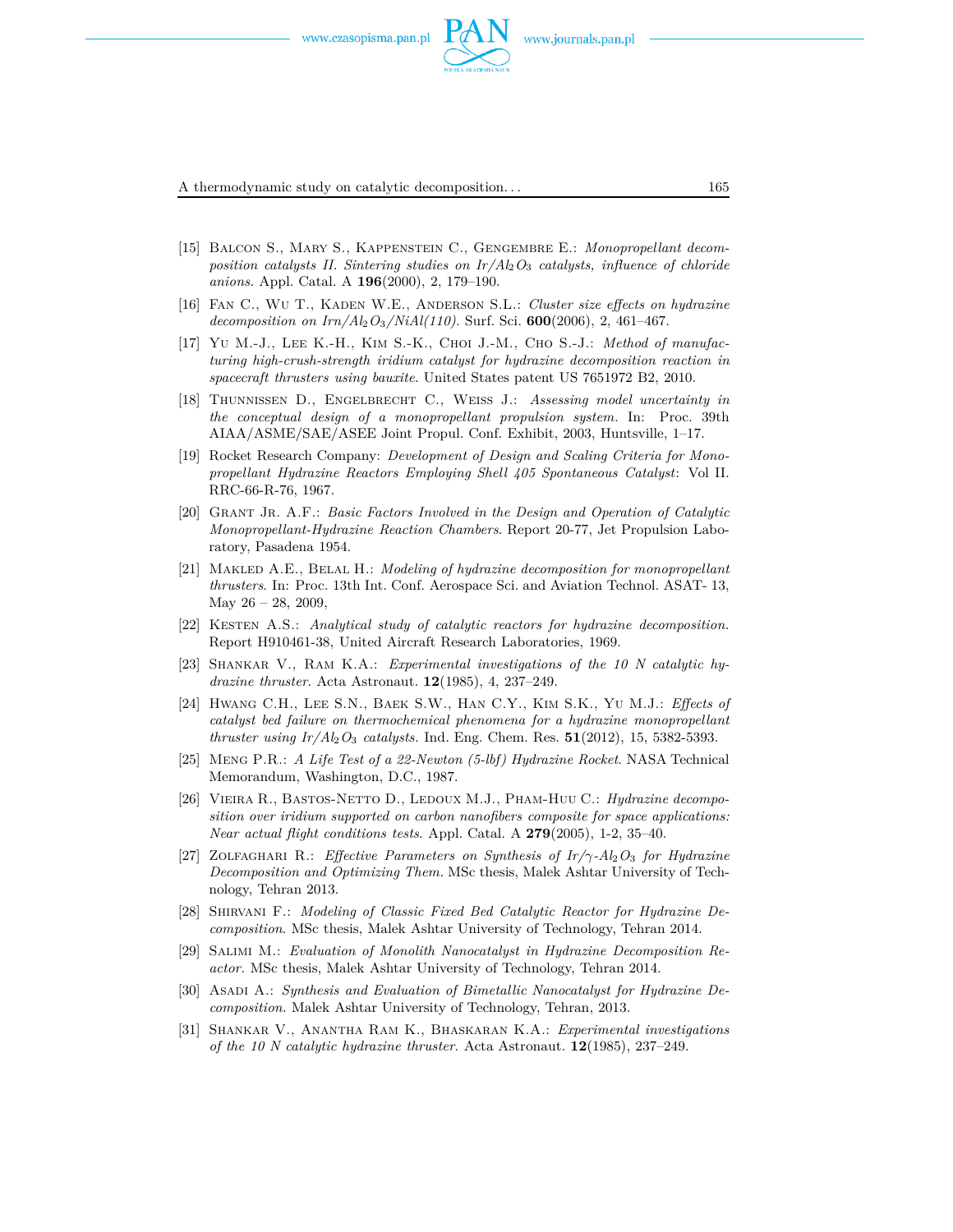[15] Balcon S., Mary S., Kappenstein C., Gengembre E.: *Monopropellant decomposition catalysts II. Sintering studies on Ir/$Al_2O_3$ catalysts, influence of chloride anions*. Appl. Catal. A **196**(2000), 2, 179–190.

[16] Fan C., Wu T., Kaden W.E., Anderson S.L.: *Cluster size effects on hydrazine decomposition on Irn/$Al_2O_3$/NiAl(110)*. Surf. Sci. **600**(2006), 2, 461–467.

[17] Yu M.-J., Lee K.-H., Kim S.-K., Choi J.-M., Cho S.-J.: *Method of manufacturing high-crush-strength iridium catalyst for hydrazine decomposition reaction in spacecraft thrusters using bauxite*. United States patent US 7651972 B2, 2010.

[18] Thunnissen D., Engelbrecht C., Weiss J.: *Assessing model uncertainty in the conceptual design of a monopropellant propulsion system*. In: Proc. 39th AIAA/ASME/SAE/ASEE Joint Propul. Conf. Exhibit, 2003, Huntsville, 1–17.

[19] Rocket Research Company: *Development of Design and Scaling Criteria for Monopropellant Hydrazine Reactors Employing Shell 405 Spontaneous Catalyst*: Vol II. RRC-66-R-76, 1967.

[20] Grant Jr. A.F.: *Basic Factors Involved in the Design and Operation of Catalytic Monopropellant-Hydrazine Reaction Chambers*. Report 20-77, Jet Propulsion Laboratory, Pasadena 1954.

[21] Makled A.E., Belal H.: *Modeling of hydrazine decomposition for monopropellant thrusters*. In: Proc. 13th Int. Conf. Aerospace Sci. and Aviation Technol. ASAT- 13, May 26 – 28, 2009,

[22] Kesten A.S.: *Analytical study of catalytic reactors for hydrazine decomposition*. Report H910461-38, United Aircraft Research Laboratories, 1969.

[23] Shankar V., Ram K.A.: *Experimental investigations of the 10 N catalytic hydrazine thruster*. Acta Astronaut. **12**(1985), 4, 237–249.

[24] Hwang C.H., Lee S.N., Baek S.W., Han C.Y., Kim S.K., Yu M.J.: *Effects of catalyst bed failure on thermochemical phenomena for a hydrazine monopropellant thruster using Ir/$Al_2O_3$ catalysts*. Ind. Eng. Chem. Res. **51**(2012), 15, 5382-5393.

[25] Meng P.R.: *A Life Test of a 22-Newton (5-lbf) Hydrazine Rocket*. NASA Technical Memorandum, Washington, D.C., 1987.

[26] Vieira R., Bastos-Netto D., Ledoux M.J., Pham-Huu C.: *Hydrazine decomposition over iridium supported on carbon nanofibers composite for space applications: Near actual flight conditions tests*. Appl. Catal. A **279**(2005), 1-2, 35–40.

[27] Zolfaghari R.: *Effective Parameters on Synthesis of Ir/$\gamma$-$Al_2O_3$ for Hydrazine Decomposition and Optimizing Them*. MSc thesis, Malek Ashtar University of Technology, Tehran 2013.

[28] Shirvani F.: *Modeling of Classic Fixed Bed Catalytic Reactor for Hydrazine Decomposition*. MSc thesis, Malek Ashtar University of Technology, Tehran 2014.

[29] Salimi M.: *Evaluation of Monolith Nanocatalyst in Hydrazine Decomposition Reactor*. MSc thesis, Malek Ashtar University of Technology, Tehran 2014.

[30] Asadi A.: *Synthesis and Evaluation of Bimetallic Nanocatalyst for Hydrazine Decomposition*. Malek Ashtar University of Technology, Tehran, 2013.

[31] Shankar V., Anantha Ram K., Bhaskaran K.A.: *Experimental investigations of the 10 N catalytic hydrazine thruster*. Acta Astronaut. **12**(1985), 237–249.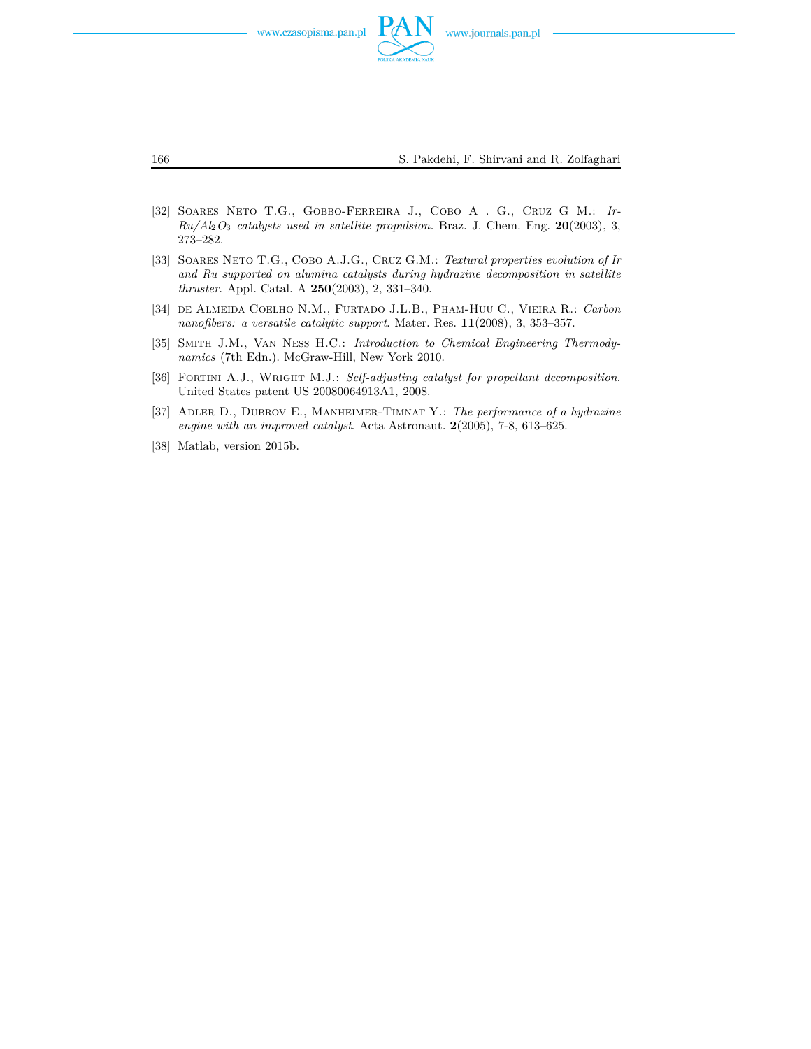[32] Soares Neto T.G., Gobbo-Ferreira J., Cobo A . G., Cruz G M.: *Ir-Ru/$Al_2O_3$ catalysts used in satellite propulsion*. Braz. J. Chem. Eng. **20**(2003), 3, 273–282.

[33] Soares Neto T.G., Cobo A.J.G., Cruz G.M.: *Textural properties evolution of Ir and Ru supported on alumina catalysts during hydrazine decomposition in satellite thruster*. Appl. Catal. A **250**(2003), 2, 331–340.

[34] de Almeida Coelho N.M., Furtado J.L.B., Pham-Huu C., Vieira R.: *Carbon nanofibers: a versatile catalytic support*. Mater. Res. **11**(2008), 3, 353–357.

[35] Smith J.M., Van Ness H.C.: *Introduction to Chemical Engineering Thermodynamics* (7th Edn.). McGraw-Hill, New York 2010.

[36] Fortini A.J., Wright M.J.: *Self-adjusting catalyst for propellant decomposition*. United States patent US 20080064913A1, 2008.

[37] Adler D., Dubrov E., Manheimer-Timnat Y.: *The performance of a hydrazine engine with an improved catalyst*. Acta Astronaut. **2**(2005), 7-8, 613–625.

[38] Matlab, version 2015b.